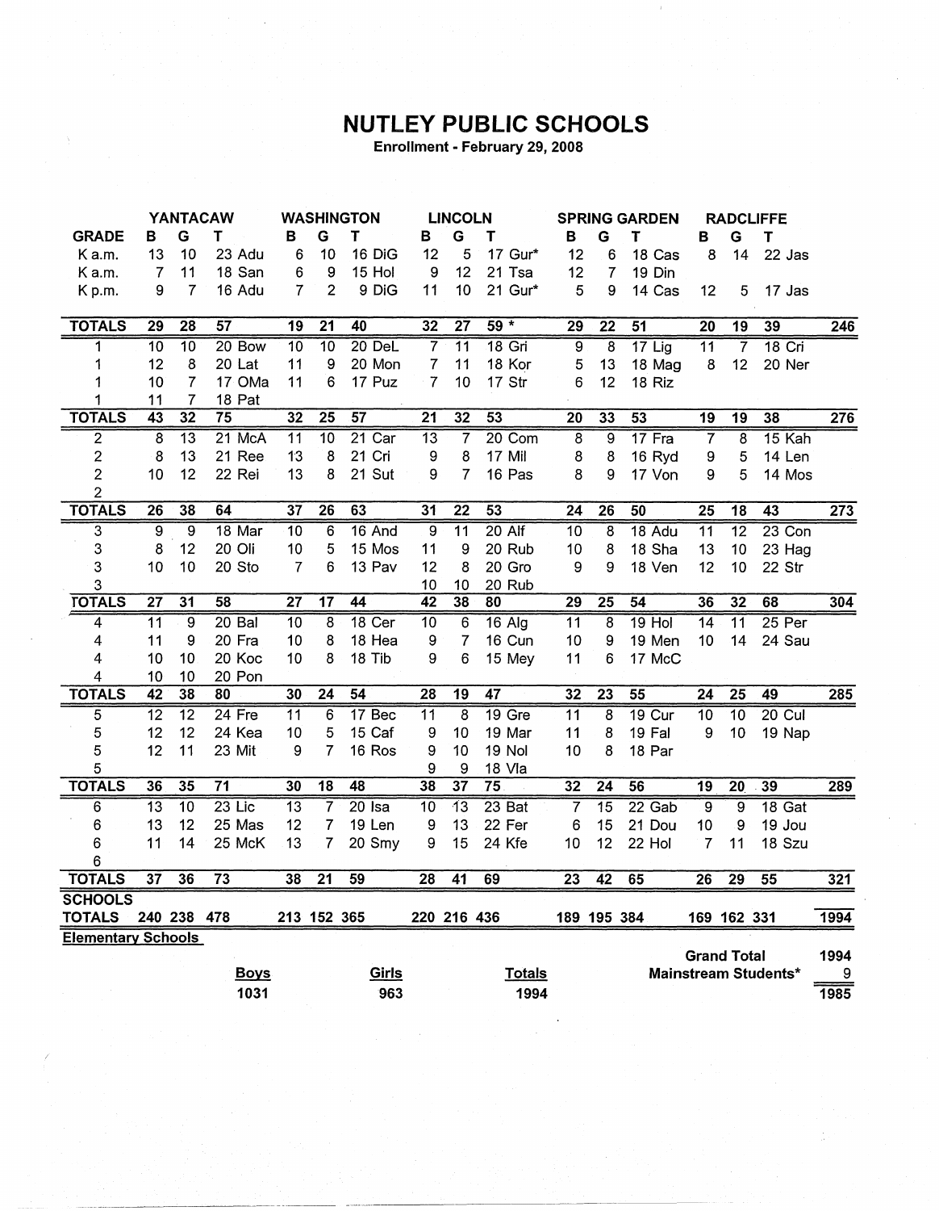# NUTLEY PUBLIC SCHOOLS

**Enrollment - February 29, 2008**

| GRADE | YANTACAW B | G | T | | WASHINGTON B | G | T | | LINCOLN B | G | T | | SPRING GARDEN B | G | T | | RADCLIFFE B | G | T | | |
|---|---|---|---|---|---|---|---|---|---|---|---|---|---|---|---|---|---|---|---|---|---|
| K a.m. | 13 | 10 | 23 | Adu | 6 | 10 | 16 | DiG | 12 | 5 | 17 | Gur* | 12 | 6 | 18 | Cas | 8 | 14 | 22 | Jas | |
| K a.m. | 7 | 11 | 18 | San | 6 | 9 | 15 | Hol | 9 | 12 | 21 | Tsa | 12 | 7 | 19 | Din | | | | | |
| K p.m. | 9 | 7 | 16 | Adu | 7 | 2 | 9 | DiG | 11 | 10 | 21 | Gur* | 5 | 9 | 14 | Cas | 12 | 5 | 17 | Jas | |
| **TOTALS** | **29** | **28** | **57** | | **19** | **21** | **40** | | **32** | **27** | **59 *** | | **29** | **22** | **51** | | **20** | **19** | **39** | | **246** |
| 1 | 10 | 10 | 20 | Bow | 10 | 10 | 20 | DeL | 7 | 11 | 18 | Gri | 9 | 8 | 17 | Lig | 11 | 7 | 18 | Cri | |
| 1 | 12 | 8 | 20 | Lat | 11 | 9 | 20 | Mon | 7 | 11 | 18 | Kor | 5 | 13 | 18 | Mag | 8 | 12 | 20 | Ner | |
| 1 | 10 | 7 | 17 | OMa | 11 | 6 | 17 | Puz | 7 | 10 | 17 | Str | 6 | 12 | 18 | Riz | | | | | |
| 1 | 11 | 7 | 18 | Pat | | | | | | | | | | | | | | | | | |
| **TOTALS** | **43** | **32** | **75** | | **32** | **25** | **57** | | **21** | **32** | **53** | | **20** | **33** | **53** | | **19** | **19** | **38** | | **276** |
| 2 | 8 | 13 | 21 | McA | 11 | 10 | 21 | Car | 13 | 7 | 20 | Com | 8 | 9 | 17 | Fra | 7 | 8 | 15 | Kah | |
| 2 | 8 | 13 | 21 | Ree | 13 | 8 | 21 | Cri | 9 | 8 | 17 | Mil | 8 | 8 | 16 | Ryd | 9 | 5 | 14 | Len | |
| 2 | 10 | 12 | 22 | Rei | 13 | 8 | 21 | Sut | 9 | 7 | 16 | Pas | 8 | 9 | 17 | Von | 9 | 5 | 14 | Mos | |
| 2 | | | | | | | | | | | | | | | | | | | | | |
| **TOTALS** | **26** | **38** | **64** | | **37** | **26** | **63** | | **31** | **22** | **53** | | **24** | **26** | **50** | | **25** | **18** | **43** | | **273** |
| 3 | 9 | 9 | 18 | Mar | 10 | 6 | 16 | And | 9 | 11 | 20 | Alf | 10 | 8 | 18 | Adu | 11 | 12 | 23 | Con | |
| 3 | 8 | 12 | 20 | Oli | 10 | 5 | 15 | Mos | 11 | 9 | 20 | Rub | 10 | 8 | 18 | Sha | 13 | 10 | 23 | Hag | |
| 3 | 10 | 10 | 20 | Sto | 7 | 6 | 13 | Pav | 12 | 8 | 20 | Gro | 9 | 9 | 18 | Ven | 12 | 10 | 22 | Str | |
| 3 | | | | | | | | | 10 | 10 | 20 | Rub | | | | | | | | | |
| **TOTALS** | **27** | **31** | **58** | | **27** | **17** | **44** | | **42** | **38** | **80** | | **29** | **25** | **54** | | **36** | **32** | **68** | | **304** |
| 4 | 11 | 9 | 20 | Bal | 10 | 8 | 18 | Cer | 10 | 6 | 16 | Alg | 11 | 8 | 19 | Hol | 14 | 11 | 25 | Per | |
| 4 | 11 | 9 | 20 | Fra | 10 | 8 | 18 | Hea | 9 | 7 | 16 | Cun | 10 | 9 | 19 | Men | 10 | 14 | 24 | Sau | |
| 4 | 10 | 10 | 20 | Koc | 10 | 8 | 18 | Tib | 9 | 6 | 15 | Mey | 11 | 6 | 17 | McC | | | | | |
| 4 | 10 | 10 | 20 | Pon | | | | | | | | | | | | | | | | | |
| **TOTALS** | **42** | **38** | **80** | | **30** | **24** | **54** | | **28** | **19** | **47** | | **32** | **23** | **55** | | **24** | **25** | **49** | | **285** |
| 5 | 12 | 12 | 24 | Fre | 11 | 6 | 17 | Bec | 11 | 8 | 19 | Gre | 11 | 8 | 19 | Cur | 10 | 10 | 20 | Cul | |
| 5 | 12 | 12 | 24 | Kea | 10 | 5 | 15 | Caf | 9 | 10 | 19 | Mar | 11 | 8 | 19 | Fal | 9 | 10 | 19 | Nap | |
| 5 | 12 | 11 | 23 | Mit | 9 | 7 | 16 | Ros | 9 | 10 | 19 | Nol | 10 | 8 | 18 | Par | | | | | |
| 5 | | | | | | | | | 9 | 9 | 18 | Vla | | | | | | | | | |
| **TOTALS** | **36** | **35** | **71** | | **30** | **18** | **48** | | **38** | **37** | **75** | | **32** | **24** | **56** | | **19** | **20** | **39** | | **289** |
| 6 | 13 | 10 | 23 | Lic | 13 | 7 | 20 | Isa | 10 | 13 | 23 | Bat | 7 | 15 | 22 | Gab | 9 | 9 | 18 | Gat | |
| 6 | 13 | 12 | 25 | Mas | 12 | 7 | 19 | Len | 9 | 13 | 22 | Fer | 6 | 15 | 21 | Dou | 10 | 9 | 19 | Jou | |
| 6 | 11 | 14 | 25 | McK | 13 | 7 | 20 | Smy | 9 | 15 | 24 | Kfe | 10 | 12 | 22 | Hol | 7 | 11 | 18 | Szu | |
| 6 | | | | | | | | | | | | | | | | | | | | | |
| **TOTALS** | **37** | **36** | **73** | | **38** | **21** | **59** | | **28** | **41** | **69** | | **23** | **42** | **65** | | **26** | **29** | **55** | | **321** |
| **SCHOOLS TOTALS** | **240** | **238** | **478** | | **213** | **152** | **365** | | **220** | **216** | **436** | | **189** | **195** | **384** | | **169** | **162** | **331** | | **1994** |

**Elementary Schools**

| Boys | Girls | Totals |
|---|---|---|
| 1031 | 963 | 1994 |

| | |
|---|---|
| **Grand Total** | **1994** |
| **Mainstream Students*** | 9 |
| | **1985** |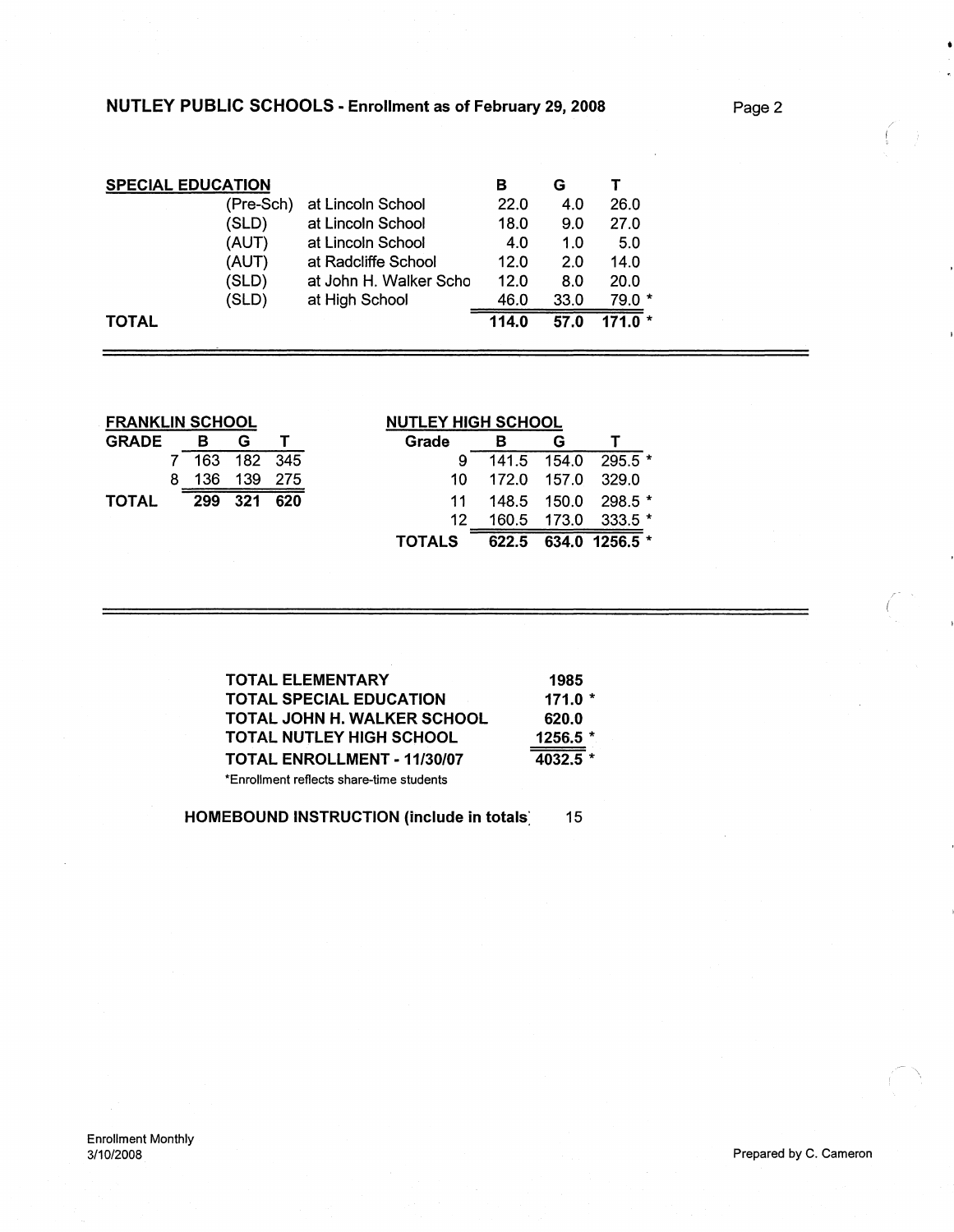## NUTLEY PUBLIC SCHOOLS - Enrollment as of February 29, 2008

| SPECIAL EDUCATION | | | B | G | T |
|---|---|---|---|---|---|
| | (Pre-Sch) | at Lincoln School | 22.0 | 4.0 | 26.0 |
| | (SLD) | at Lincoln School | 18.0 | 9.0 | 27.0 |
| | (AUT) | at Lincoln School | 4.0 | 1.0 | 5.0 |
| | (AUT) | at Radcliffe School | 12.0 | 2.0 | 14.0 |
| | (SLD) | at John H. Walker Scho | 12.0 | 8.0 | 20.0 |
| | (SLD) | at High School | 46.0 | 33.0 | 79.0 * |
| **TOTAL** | | | **114.0** | **57.0** | **171.0 *** |

**FRANKLIN SCHOOL**

| GRADE | B | G | T |
|---|---|---|---|
| 7 | 163 | 182 | 345 |
| 8 | 136 | 139 | 275 |
| **TOTAL** | **299** | **321** | **620** |

**NUTLEY HIGH SCHOOL**

| Grade | B | G | T |
|---|---|---|---|
| 9 | 141.5 | 154.0 | 295.5 * |
| 10 | 172.0 | 157.0 | 329.0 |
| 11 | 148.5 | 150.0 | 298.5 * |
| 12 | 160.5 | 173.0 | 333.5 * |
| **TOTALS** | **622.5** | **634.0** | **1256.5 *** |

| | |
|---|---|
| **TOTAL ELEMENTARY** | **1985** |
| **TOTAL SPECIAL EDUCATION** | **171.0 *** |
| **TOTAL JOHN H. WALKER SCHOOL** | **620.0** |
| **TOTAL NUTLEY HIGH SCHOOL** | **1256.5 *** |
| **TOTAL ENROLLMENT - 11/30/07** | **4032.5 *** |

*Enrollment reflects share-time students

**HOMEBOUND INSTRUCTION (include in totals)** 15

Enrollment Monthly
3/10/2008

Prepared by C. Cameron